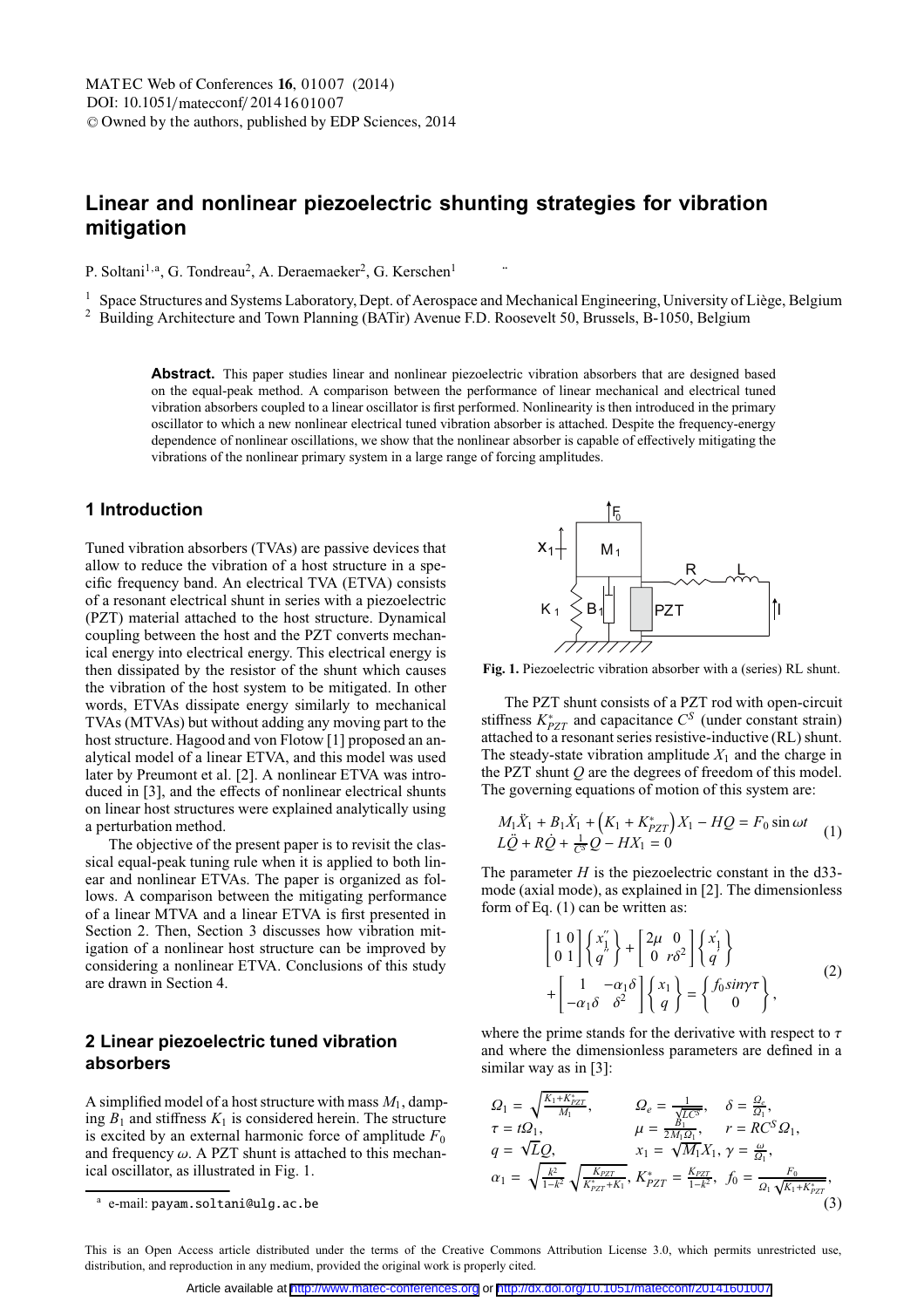# Linear and nonlinear piezoelectric shunting strategies for vibration mitigation

P. Soltani[1,a], G. Tondreau[2], A. Deraemaeker[2], G. Kerschen[1]

[1] Space Structures and Systems Laboratory, Dept. of Aerospace and Mechanical Engineering, University of Liège, Belgium
[2] Building Architecture and Town Planning (BATir) Avenue F.D. Roosevelt 50, Brussels, B-1050, Belgium

**Abstract.** This paper studies linear and nonlinear piezoelectric vibration absorbers that are designed based on the equal-peak method. A comparison between the performance of linear mechanical and electrical tuned vibration absorbers coupled to a linear oscillator is first performed. Nonlinearity is then introduced in the primary oscillator to which a new nonlinear electrical tuned vibration absorber is attached. Despite the frequency-energy dependence of nonlinear oscillations, we show that the nonlinear absorber is capable of effectively mitigating the vibrations of the nonlinear primary system in a large range of forcing amplitudes.

## 1 Introduction

Tuned vibration absorbers (TVAs) are passive devices that allow to reduce the vibration of a host structure in a specific frequency band. An electrical TVA (ETVA) consists of a resonant electrical shunt in series with a piezoelectric (PZT) material attached to the host structure. Dynamical coupling between the host and the PZT converts mechanical energy into electrical energy. This electrical energy is then dissipated by the resistor of the shunt which causes the vibration of the host system to be mitigated. In other words, ETVAs dissipate energy similarly to mechanical TVAs (MTVAs) but without adding any moving part to the host structure. Hagood and von Flotow [1] proposed an analytical model of a linear ETVA, and this model was used later by Preumont et al. [2]. A nonlinear ETVA was introduced in [3], and the effects of nonlinear electrical shunts on linear host structures were explained analytically using a perturbation method.

The objective of the present paper is to revisit the classical equal-peak tuning rule when it is applied to both linear and nonlinear ETVAs. The paper is organized as follows. A comparison between the mitigating performance of a linear MTVA and a linear ETVA is first presented in Section 2. Then, Section 3 discusses how vibration mitigation of a nonlinear host structure can be improved by considering a nonlinear ETVA. Conclusions of this study are drawn in Section 4.

## 2 Linear piezoelectric tuned vibration absorbers

A simplified model of a host structure with mass $M_1$, damping $B_1$ and stiffness $K_1$ is considered herein. The structure is excited by an external harmonic force of amplitude $F_0$ and frequency $\omega$. A PZT shunt is attached to this mechanical oscillator, as illustrated in Fig. 1.

**Fig. 1.** Piezoelectric vibration absorber with a (series) RL shunt.

The PZT shunt consists of a PZT rod with open-circuit stiffness $K^*_{PZT}$ and capacitance $C^S$ (under constant strain) attached to a resonant series resistive-inductive (RL) shunt. The steady-state vibration amplitude $X_1$ and the charge in the PZT shunt $Q$ are the degrees of freedom of this model. The governing equations of motion of this system are:

$$
\begin{aligned}
&M_1\ddot{X}_1 + B_1\dot{X}_1 + \left(K_1 + K^*_{PZT}\right)X_1 - HQ = F_0 \sin\omega t \\
&L\ddot{Q} + R\dot{Q} + \tfrac{1}{C^S}Q - HX_1 = 0
\end{aligned}
\tag{1}
$$

The parameter $H$ is the piezoelectric constant in the d33-mode (axial mode), as explained in [2]. The dimensionless form of Eq. (1) can be written as:

$$
\begin{bmatrix} 1 & 0 \\ 0 & 1 \end{bmatrix}\begin{Bmatrix} x_1'' \\ q'' \end{Bmatrix} + \begin{bmatrix} 2\mu & 0 \\ 0 & r\delta^2 \end{bmatrix}\begin{Bmatrix} x_1' \\ q' \end{Bmatrix} + \begin{bmatrix} 1 & -\alpha_1\delta \\ -\alpha_1\delta & \delta^2 \end{bmatrix}\begin{Bmatrix} x_1 \\ q \end{Bmatrix} = \begin{Bmatrix} f_0 \sin\gamma\tau \\ 0 \end{Bmatrix},
\tag{2}
$$

where the prime stands for the derivative with respect to $\tau$ and where the dimensionless parameters are defined in a similar way as in [3]:

$$
\begin{aligned}
&\Omega_1 = \sqrt{\tfrac{K_1+K^*_{PZT}}{M_1}}, \quad \Omega_e = \tfrac{1}{\sqrt{LC^S}}, \quad \delta = \tfrac{\Omega_e}{\Omega_1}, \\
&\tau = t\Omega_1, \quad \mu = \tfrac{B_1}{2M_1\Omega_1}, \quad r = RC^S\Omega_1, \\
&q = \sqrt{L}Q, \quad x_1 = \sqrt{M_1}X_1, \ \gamma = \tfrac{\omega}{\Omega_1}, \\
&\alpha_1 = \sqrt{\tfrac{k^2}{1-k^2}}\sqrt{\tfrac{K_{PZT}}{K^*_{PZT}+K_1}}, \ K^*_{PZT} = \tfrac{K_{PZT}}{1-k^2}, \ f_0 = \tfrac{F_0}{\Omega_1\sqrt{K_1+K^*_{PZT}}},
\end{aligned}
\tag{3}
$$

[a] e-mail: payam.soltani@ulg.ac.be

This is an Open Access article distributed under the terms of the Creative Commons Attribution License 3.0, which permits unrestricted use, distribution, and reproduction in any medium, provided the original work is properly cited.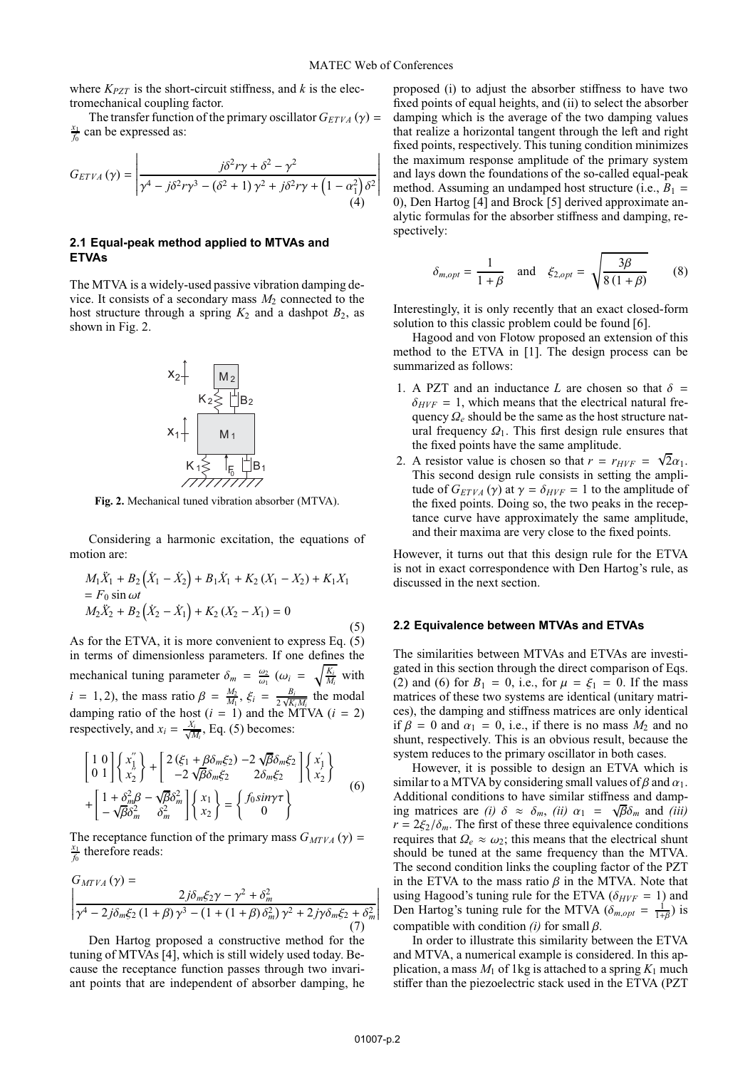where $K_{PZT}$ is the short-circuit stiffness, and $k$ is the electromechanical coupling factor.

The transfer function of the primary oscillator $G_{ETVA}(\gamma) = \frac{x_1}{f_0}$ can be expressed as:

$$G_{ETVA}(\gamma) = \left| \frac{j\delta^2 r\gamma + \delta^2 - \gamma^2}{\gamma^4 - j\delta^2 r\gamma^3 - (\delta^2 + 1)\gamma^2 + j\delta^2 r\gamma + \left(1 - \alpha_1^2\right)\delta^2} \right| \tag{4}$$

### 2.1 Equal-peak method applied to MTVAs and ETVAs

The MTVA is a widely-used passive vibration damping device. It consists of a secondary mass $M_2$ connected to the host structure through a spring $K_2$ and a dashpot $B_2$, as shown in Fig. 2.

**Fig. 2.** Mechanical tuned vibration absorber (MTVA).

Considering a harmonic excitation, the equations of motion are:

$$\begin{aligned} &M_1\ddot{X}_1 + B_2\left(\dot{X}_1 - \dot{X}_2\right) + B_1\dot{X}_1 + K_2(X_1 - X_2) + K_1X_1 \\ &= F_0 \sin \omega t \\ &M_2\ddot{X}_2 + B_2\left(\dot{X}_2 - \dot{X}_1\right) + K_2(X_2 - X_1) = 0 \end{aligned} \tag{5}$$

As for the ETVA, it is more convenient to express Eq. (5) in terms of dimensionless parameters. If one defines the mechanical tuning parameter $\delta_m = \frac{\omega_2}{\omega_1}$ ($\omega_i = \sqrt{\frac{K_i}{M_i}}$ with $i = 1, 2$), the mass ratio $\beta = \frac{M_2}{M_1}$, $\xi_i = \frac{B_i}{2\sqrt{K_i M_i}}$ the modal damping ratio of the host ($i = 1$) and the MTVA ($i = 2$) respectively, and $x_i = \frac{X_i}{\sqrt{M_i}}$, Eq. (5) becomes:

$$\begin{aligned} &\begin{bmatrix} 1 & 0 \\ 0 & 1 \end{bmatrix} \begin{Bmatrix} x_1^{''} \\ x_2^{''} \end{Bmatrix} + \begin{bmatrix} 2(\xi_1 + \beta\delta_m\xi_2) & -2\sqrt{\beta}\delta_m\xi_2 \\ -2\sqrt{\beta}\delta_m\xi_2 & 2\delta_m\xi_2 \end{bmatrix} \begin{Bmatrix} x_1^{'} \\ x_2^{'} \end{Bmatrix} \\ &+ \begin{bmatrix} 1 + \delta_m^2\beta & -\sqrt{\beta}\delta_m^2 \\ -\sqrt{\beta}\delta_m^2 & \delta_m^2 \end{bmatrix} \begin{Bmatrix} x_1 \\ x_2 \end{Bmatrix} = \begin{Bmatrix} f_0 sin\gamma\tau \\ 0 \end{Bmatrix} \end{aligned} \tag{6}$$

The receptance function of the primary mass $G_{MTVA}(\gamma) = \frac{x_1}{f_0}$ therefore reads:

$$G_{MTVA}(\gamma) = \left| \frac{2j\delta_m\xi_2\gamma - \gamma^2 + \delta_m^2}{\gamma^4 - 2j\delta_m\xi_2(1+\beta)\gamma^3 - (1 + (1+\beta)\delta_m^2)\gamma^2 + 2j\gamma\delta_m\xi_2 + \delta_m^2} \right| \tag{7}$$

Den Hartog proposed a constructive method for the tuning of MTVAs [4], which is still widely used today. Because the receptance function passes through two invariant points that are independent of absorber damping, he proposed (i) to adjust the absorber stiffness to have two fixed points of equal heights, and (ii) to select the absorber damping which is the average of the two damping values that realize a horizontal tangent through the left and right fixed points, respectively. This tuning condition minimizes the maximum response amplitude of the primary system and lays down the foundations of the so-called equal-peak method. Assuming an undamped host structure (i.e., $B_1 = 0$), Den Hartog [4] and Brock [5] derived approximate analytic formulas for the absorber stiffness and damping, respectively:

$$\delta_{m,opt} = \frac{1}{1+\beta} \quad \text{and} \quad \xi_{2,opt} = \sqrt{\frac{3\beta}{8(1+\beta)}} \tag{8}$$

Interestingly, it is only recently that an exact closed-form solution to this classic problem could be found [6].

Hagood and von Flotow proposed an extension of this method to the ETVA in [1]. The design process can be summarized as follows:

1. A PZT and an inductance $L$ are chosen so that $\delta = \delta_{HVF} = 1$, which means that the electrical natural frequency $\Omega_e$ should be the same as the host structure natural frequency $\Omega_1$. This first design rule ensures that the fixed points have the same amplitude.
2. A resistor value is chosen so that $r = r_{HVF} = \sqrt{2}\alpha_1$. This second design rule consists in setting the amplitude of $G_{ETVA}(\gamma)$ at $\gamma = \delta_{HVF} = 1$ to the amplitude of the fixed points. Doing so, the two peaks in the receptance curve have approximately the same amplitude, and their maxima are very close to the fixed points.

However, it turns out that this design rule for the ETVA is not in exact correspondence with Den Hartog's rule, as discussed in the next section.

### 2.2 Equivalence between MTVAs and ETVAs

The similarities between MTVAs and ETVAs are investigated in this section through the direct comparison of Eqs. (2) and (6) for $B_1 = 0$, i.e., for $\mu = \xi_1 = 0$. If the mass matrices of these two systems are identical (unitary matrices), the damping and stiffness matrices are only identical if $\beta = 0$ and $\alpha_1 = 0$, i.e., if there is no mass $M_2$ and no shunt, respectively. This is an obvious result, because the system reduces to the primary oscillator in both cases.

However, it is possible to design an ETVA which is similar to a MTVA by considering small values of $\beta$ and $\alpha_1$. Additional conditions to have similar stiffness and damping matrices are *(i)* $\delta \approx \delta_m$, *(ii)* $\alpha_1 = \sqrt{\beta}\delta_m$ and *(iii)* $r = 2\xi_2/\delta_m$. The first of these three equivalence conditions requires that $\Omega_e \approx \omega_2$; this means that the electrical shunt should be tuned at the same frequency than the MTVA. The second condition links the coupling factor of the PZT in the ETVA to the mass ratio $\beta$ in the MTVA. Note that using Hagood's tuning rule for the ETVA ($\delta_{HVF} = 1$) and Den Hartog's tuning rule for the MTVA ($\delta_{m,opt} = \frac{1}{1+\beta}$) is compatible with condition *(i)* for small $\beta$.

In order to illustrate this similarity between the ETVA and MTVA, a numerical example is considered. In this application, a mass $M_1$ of 1kg is attached to a spring $K_1$ much stiffer than the piezoelectric stack used in the ETVA (PZT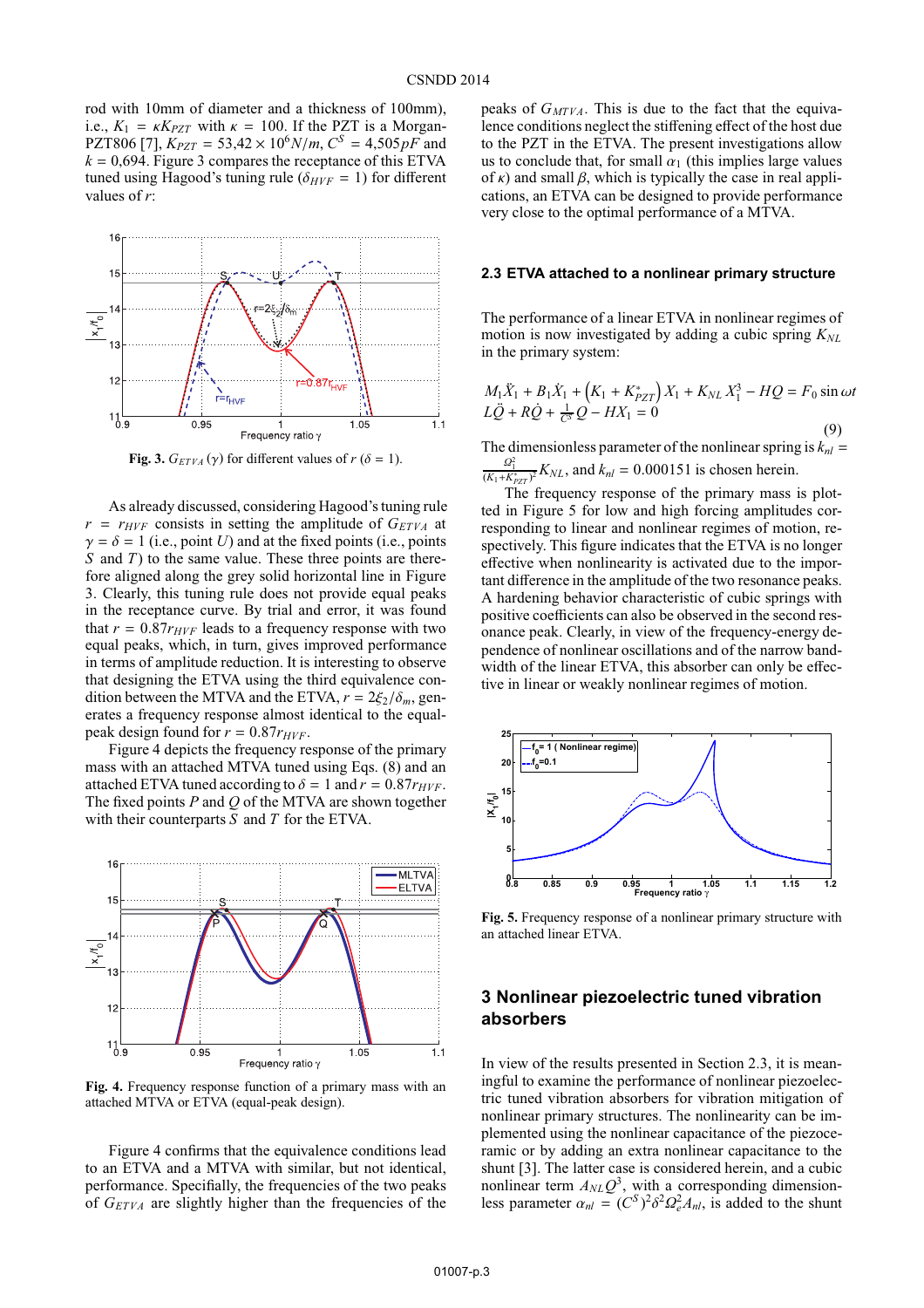rod with 10mm of diameter and a thickness of 100mm), i.e., $K_1 = \kappa K_{PZT}$ with $\kappa = 100$. If the PZT is a Morgan-PZT806 [7], $K_{PZT} = 53{,}42 \times 10^6 N/m$, $C^S = 4{,}505 pF$ and $k = 0{,}694$. Figure 3 compares the receptance of this ETVA tuned using Hagood's tuning rule ($\delta_{HVF} = 1$) for different values of $r$:

**Fig. 3.** $G_{ETVA}(\gamma)$ for different values of $r$ ($\delta = 1$).

As already discussed, considering Hagood's tuning rule $r = r_{HVF}$ consists in setting the amplitude of $G_{ETVA}$ at $\gamma = \delta = 1$ (i.e., point $U$) and at the fixed points (i.e., points $S$ and $T$) to the same value. These three points are therefore aligned along the grey solid horizontal line in Figure 3. Clearly, this tuning rule does not provide equal peaks in the receptance curve. By trial and error, it was found that $r = 0.87 r_{HVF}$ leads to a frequency response with two equal peaks, which, in turn, gives improved performance in terms of amplitude reduction. It is interesting to observe that designing the ETVA using the third equivalence condition between the MTVA and the ETVA, $r = 2\xi_2/\delta_m$, generates a frequency response almost identical to the equal-peak design found for $r = 0.87 r_{HVF}$.

Figure 4 depicts the frequency response of the primary mass with an attached MTVA tuned using Eqs. (8) and an attached ETVA tuned according to $\delta = 1$ and $r = 0.87 r_{HVF}$. The fixed points $P$ and $Q$ of the MTVA are shown together with their counterparts $S$ and $T$ for the ETVA.

**Fig. 4.** Frequency response function of a primary mass with an attached MTVA or ETVA (equal-peak design).

Figure 4 confirms that the equivalence conditions lead to an ETVA and a MTVA with similar, but not identical, performance. Specifically, the frequencies of the two peaks of $G_{ETVA}$ are slightly higher than the frequencies of the peaks of $G_{MTVA}$. This is due to the fact that the equivalence conditions neglect the stiffening effect of the host due to the PZT in the ETVA. The present investigations allow us to conclude that, for small $\alpha_1$ (this implies large values of $\kappa$) and small $\beta$, which is typically the case in real applications, an ETVA can be designed to provide performance very close to the optimal performance of a MTVA.

### 2.3 ETVA attached to a nonlinear primary structure

The performance of a linear ETVA in nonlinear regimes of motion is now investigated by adding a cubic spring $K_{NL}$ in the primary system:

$$
\begin{aligned}
&M_1\ddot{X}_1 + B_1\dot{X}_1 + \left(K_1 + K_{PZT}^*\right)X_1 + K_{NL}X_1^3 - HQ = F_0 \sin \omega t \\
&L\ddot{Q} + R\dot{Q} + \tfrac{1}{C^S}Q - HX_1 = 0
\end{aligned}
\tag{9}
$$

The dimensionless parameter of the nonlinear spring is $k_{nl} = \frac{\Omega_1^2}{(K_1+K_{PZT}^*)^2}K_{NL}$, and $k_{nl} = 0.000151$ is chosen herein.

The frequency response of the primary mass is plotted in Figure 5 for low and high forcing amplitudes corresponding to linear and nonlinear regimes of motion, respectively. This figure indicates that the ETVA is no longer effective when nonlinearity is activated due to the important difference in the amplitude of the two resonance peaks. A hardening behavior characteristic of cubic springs with positive coefficients can also be observed in the second resonance peak. Clearly, in view of the frequency-energy dependence of nonlinear oscillations and of the narrow bandwidth of the linear ETVA, this absorber can only be effective in linear or weakly nonlinear regimes of motion.

**Fig. 5.** Frequency response of a nonlinear primary structure with an attached linear ETVA.

## 3 Nonlinear piezoelectric tuned vibration absorbers

In view of the results presented in Section 2.3, it is meaningful to examine the performance of nonlinear piezoelectric tuned vibration absorbers for vibration mitigation of nonlinear primary structures. The nonlinearity can be implemented using the nonlinear capacitance of the piezoceramic or by adding an extra nonlinear capacitance to the shunt [3]. The latter case is considered herein, and a cubic nonlinear term $A_{NL}Q^3$, with a corresponding dimensionless parameter $\alpha_{nl} = (C^S)^2\delta^2\Omega_e^2 A_{nl}$, is added to the shunt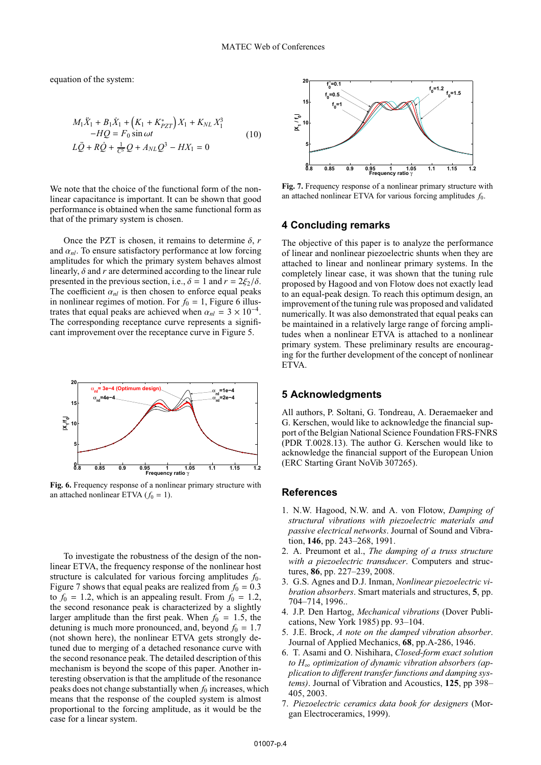equation of the system:

$$
\begin{aligned}
M_1\ddot{X}_1 + B_1\dot{X}_1 + \left(K_1 + K_{PZT}^{*}\right)X_1 + K_{NL}\,X_1^3 \\
-HQ = F_0 \sin \omega t \\
L\ddot{Q} + R\dot{Q} + \tfrac{1}{C^S}Q + A_{NL}Q^3 - HX_1 = 0
\end{aligned}
\qquad (10)
$$

We note that the choice of the functional form of the nonlinear capacitance is important. It can be shown that good performance is obtained when the same functional form as that of the primary system is chosen.

Once the PZT is chosen, it remains to determine $\delta$, $r$ and $\alpha_{nl}$. To ensure satisfactory performance at low forcing amplitudes for which the primary system behaves almost linearly, $\delta$ and $r$ are determined according to the linear rule presented in the previous section, i.e., $\delta = 1$ and $r = 2\xi_2/\delta$. The coefficient $\alpha_{nl}$ is then chosen to enforce equal peaks in nonlinear regimes of motion. For $f_0 = 1$, Figure 6 illustrates that equal peaks are achieved when $\alpha_{nl} = 3 \times 10^{-4}$. The corresponding receptance curve represents a significant improvement over the receptance curve in Figure 5.

20
15
10
5
0
|X_r/f_0|
0.8 0.85 0.9 0.95 1 1.05 1.1 1.15 1.2
Frequency ratio γ
α_nl= 3e-4 (Optimum design)
α_nl=4e-4
α_nl=1e-4
α_nl=2e-4

**Fig. 6.** Frequency response of a nonlinear primary structure with an attached nonlinear ETVA ($f_0 = 1$).

To investigate the robustness of the design of the nonlinear ETVA, the frequency response of the nonlinear host structure is calculated for various forcing amplitudes $f_0$. Figure 7 shows that equal peaks are realized from $f_0 = 0.3$ to $f_0 = 1.2$, which is an appealing result. From $f_0 = 1.2$, the second resonance peak is characterized by a slightly larger amplitude than the first peak. When $f_0 = 1.5$, the detuning is much more pronounced, and, beyond $f_0 = 1.7$ (not shown here), the nonlinear ETVA gets strongly detuned due to merging of a detached resonance curve with the second resonance peak. The detailed description of this mechanism is beyond the scope of this paper. Another interesting observation is that the amplitude of the resonance peaks does not change substantially when $f_0$ increases, which means that the response of the coupled system is almost proportional to the forcing amplitude, as it would be the case for a linear system.

20
15
10
5
0
|X_r / f_0|
0.8 0.85 0.9 0.95 1 1.05 1.1 1.15 1.2
Frequency ratio γ
f_0=0.1
f_0=0.5
f_0=1
f_0=1.2
f_0=1.5

**Fig. 7.** Frequency response of a nonlinear primary structure with an attached nonlinear ETVA for various forcing amplitudes $f_0$.

## 4 Concluding remarks

The objective of this paper is to analyze the performance of linear and nonlinear piezoelectric shunts when they are attached to linear and nonlinear primary systems. In the completely linear case, it was shown that the tuning rule proposed by Hagood and von Flotow does not exactly lead to an equal-peak design. To reach this optimum design, an improvement of the tuning rule was proposed and validated numerically. It was also demonstrated that equal peaks can be maintained in a relatively large range of forcing amplitudes when a nonlinear ETVA is attached to a nonlinear primary system. These preliminary results are encouraging for the further development of the concept of nonlinear ETVA.

## 5 Acknowledgments

All authors, P. Soltani, G. Tondreau, A. Deraemaeker and G. Kerschen, would like to acknowledge the financial support of the Belgian National Science Foundation FRS-FNRS (PDR T.0028.13). The author G. Kerschen would like to acknowledge the financial support of the European Union (ERC Starting Grant NoVib 307265).

## References

1. N.W. Hagood, N.W. and A. von Flotow, *Damping of structural vibrations with piezoelectric materials and passive electrical networks*. Journal of Sound and Vibration, **146**, pp. 243–268, 1991.
2. A. Preumont et al., *The damping of a truss structure with a piezoelectric transducer*. Computers and structures, **86**, pp. 227–239, 2008.
3. G.S. Agnes and D.J. Inman, *Nonlinear piezoelectric vibration absorbers*. Smart materials and structures, **5**, pp. 704–714, 1996..
4. J.P. Den Hartog, *Mechanical vibrations* (Dover Publications, New York 1985) pp. 93–104.
5. J.E. Brock, *A note on the damped vibration absorber*. Journal of Applied Mechanics, **68**, pp.A-286, 1946.
6. T. Asami and O. Nishihara, *Closed-form exact solution to $H_\infty$ optimization of dynamic vibration absorbers (application to different transfer functions and damping systems)*. Journal of Vibration and Acoustics, **125**, pp 398–405, 2003.
7. *Piezoelectric ceramics data book for designers* (Morgan Electroceramics, 1999).